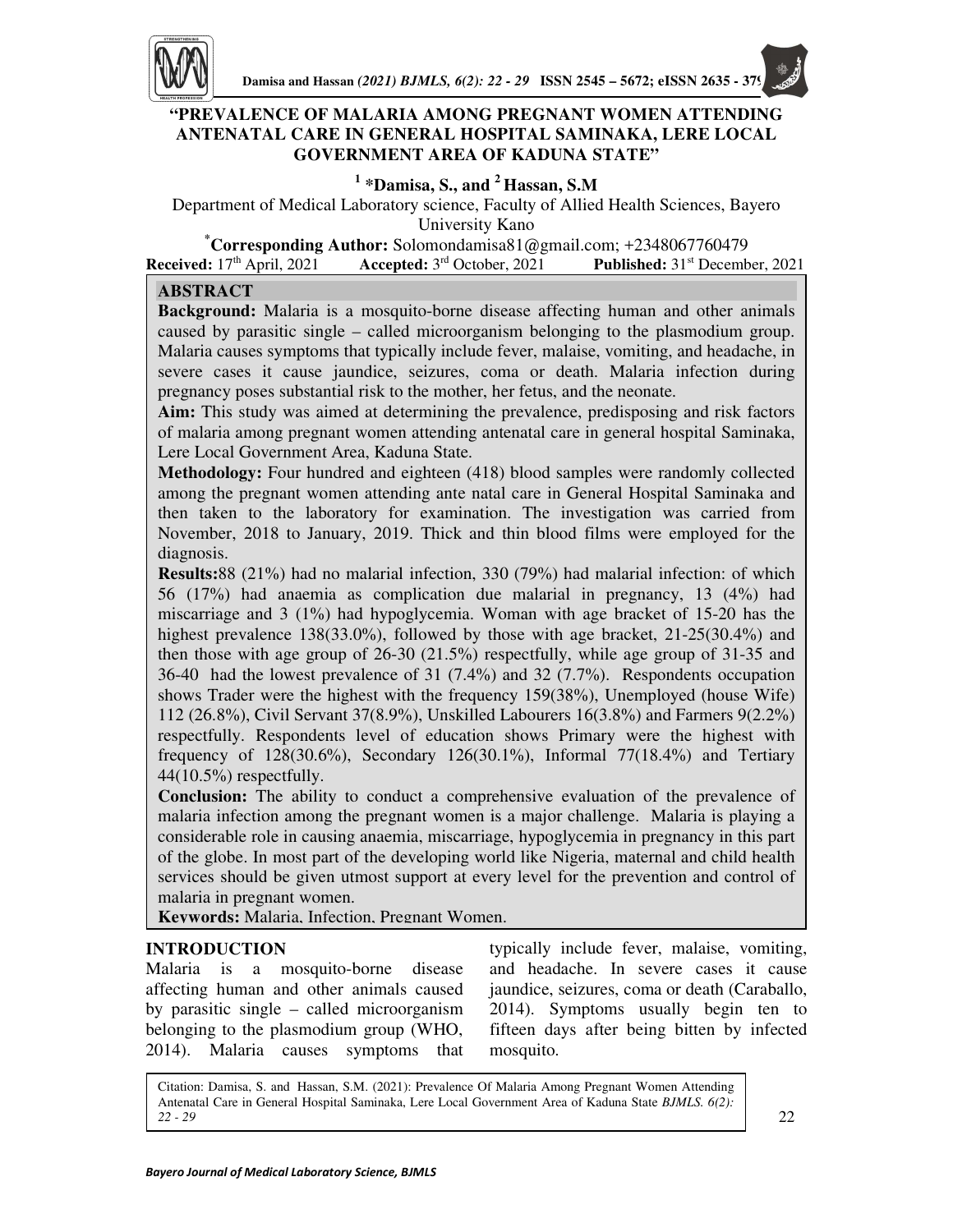# "PREVALENCE OF MALARIA AMONG PREGNANT WOMEN ATTENDING ANTENATAL CARE IN GENERAL HOSPITAL SAMINAKA, LERE LOCAL GOVERNMENT AREA OF KADUNA STATE"

[1] ***Damisa, S., and** [2] **Hassan, S.M**

Department of Medical Laboratory science, Faculty of Allied Health Sciences, Bayero University Kano

[*]**Corresponding Author:** Solomondamisa81@gmail.com; +2348067760479

**Received:** 17th April, 2021 **Accepted:** 3rd October, 2021 **Published:** 31st December, 2021

## ABSTRACT

**Background:** Malaria is a mosquito-borne disease affecting human and other animals caused by parasitic single – called microorganism belonging to the plasmodium group. Malaria causes symptoms that typically include fever, malaise, vomiting, and headache, in severe cases it cause jaundice, seizures, coma or death. Malaria infection during pregnancy poses substantial risk to the mother, her fetus, and the neonate.

**Aim:** This study was aimed at determining the prevalence, predisposing and risk factors of malaria among pregnant women attending antenatal care in general hospital Saminaka, Lere Local Government Area, Kaduna State.

**Methodology:** Four hundred and eighteen (418) blood samples were randomly collected among the pregnant women attending ante natal care in General Hospital Saminaka and then taken to the laboratory for examination. The investigation was carried from November, 2018 to January, 2019. Thick and thin blood films were employed for the diagnosis.

**Results:**88 (21%) had no malarial infection, 330 (79%) had malarial infection: of which 56 (17%) had anaemia as complication due malarial in pregnancy, 13 (4%) had miscarriage and 3 (1%) had hypoglycemia. Woman with age bracket of 15-20 has the highest prevalence 138(33.0%), followed by those with age bracket, 21-25(30.4%) and then those with age group of 26-30 (21.5%) respectfully, while age group of 31-35 and 36-40 had the lowest prevalence of 31 (7.4%) and 32 (7.7%). Respondents occupation shows Trader were the highest with the frequency 159(38%), Unemployed (house Wife) 112 (26.8%), Civil Servant 37(8.9%), Unskilled Labourers 16(3.8%) and Farmers 9(2.2%) respectfully. Respondents level of education shows Primary were the highest with frequency of 128(30.6%), Secondary 126(30.1%), Informal 77(18.4%) and Tertiary 44(10.5%) respectfully.

**Conclusion:** The ability to conduct a comprehensive evaluation of the prevalence of malaria infection among the pregnant women is a major challenge. Malaria is playing a considerable role in causing anaemia, miscarriage, hypoglycemia in pregnancy in this part of the globe. In most part of the developing world like Nigeria, maternal and child health services should be given utmost support at every level for the prevention and control of malaria in pregnant women.

**Keywords:** Malaria, Infection, Pregnant Women.

## INTRODUCTION

Malaria is a mosquito-borne disease affecting human and other animals caused by parasitic single – called microorganism belonging to the plasmodium group (WHO, 2014). Malaria causes symptoms that typically include fever, malaise, vomiting, and headache. In severe cases it cause jaundice, seizures, coma or death (Caraballo, 2014). Symptoms usually begin ten to fifteen days after being bitten by infected mosquito.

Citation: Damisa, S. and Hassan, S.M. (2021): Prevalence Of Malaria Among Pregnant Women Attending Antenatal Care in General Hospital Saminaka, Lere Local Government Area of Kaduna State *BJMLS. 6(2): 22 - 29*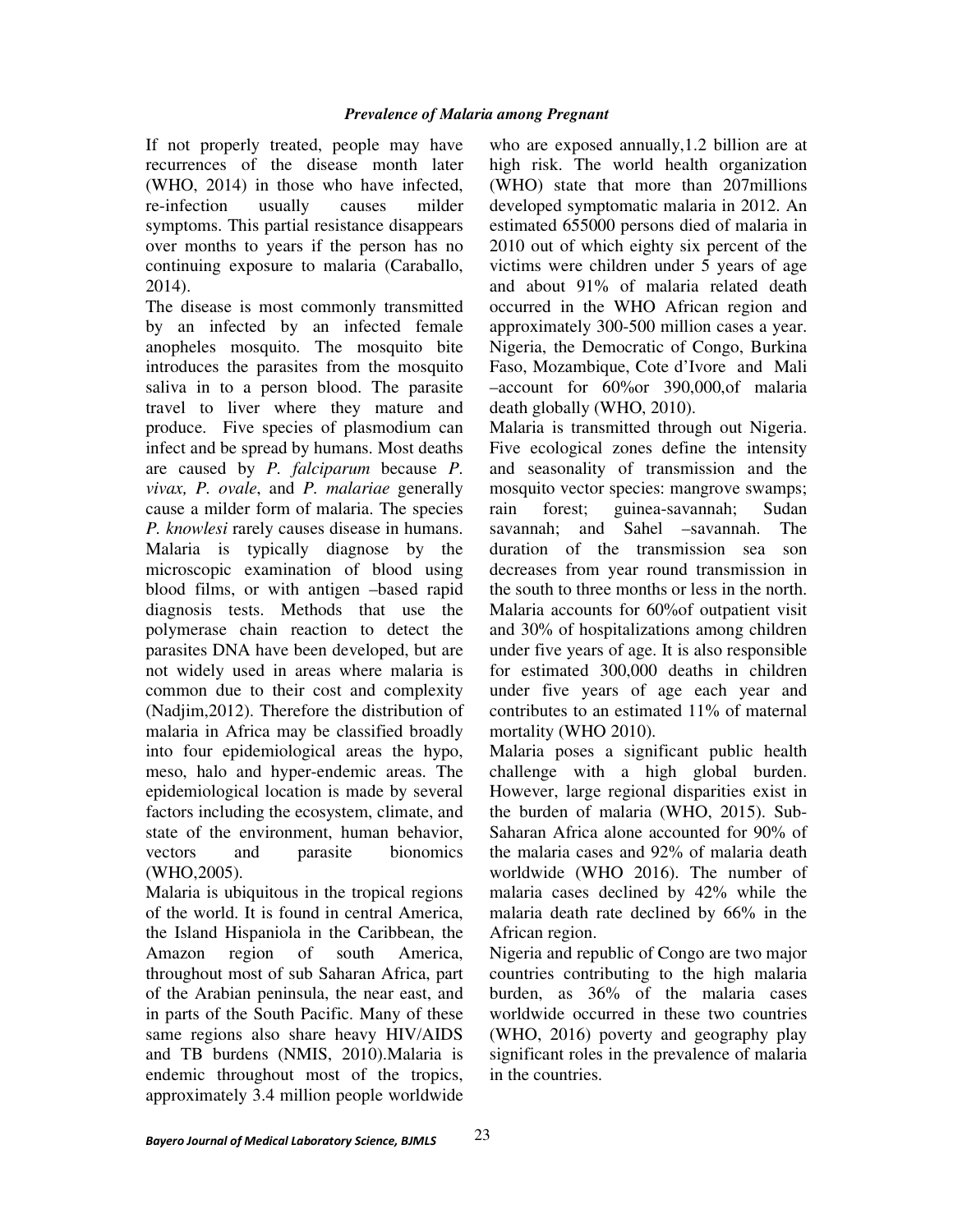If not properly treated, people may have recurrences of the disease month later (WHO, 2014) in those who have infected, re-infection usually causes milder symptoms. This partial resistance disappears over months to years if the person has no continuing exposure to malaria (Caraballo, 2014).

The disease is most commonly transmitted by an infected by an infected female anopheles mosquito. The mosquito bite introduces the parasites from the mosquito saliva in to a person blood. The parasite travel to liver where they mature and produce. Five species of plasmodium can infect and be spread by humans. Most deaths are caused by *P. falciparum* because *P. vivax, P. ovale*, and *P. malariae* generally cause a milder form of malaria. The species *P. knowlesi* rarely causes disease in humans. Malaria is typically diagnose by the microscopic examination of blood using blood films, or with antigen –based rapid diagnosis tests. Methods that use the polymerase chain reaction to detect the parasites DNA have been developed, but are not widely used in areas where malaria is common due to their cost and complexity (Nadjim,2012). Therefore the distribution of malaria in Africa may be classified broadly into four epidemiological areas the hypo, meso, halo and hyper-endemic areas. The epidemiological location is made by several factors including the ecosystem, climate, and state of the environment, human behavior, vectors and parasite bionomics (WHO,2005).

Malaria is ubiquitous in the tropical regions of the world. It is found in central America, the Island Hispaniola in the Caribbean, the Amazon region of south America, throughout most of sub Saharan Africa, part of the Arabian peninsula, the near east, and in parts of the South Pacific. Many of these same regions also share heavy HIV/AIDS and TB burdens (NMIS, 2010).Malaria is endemic throughout most of the tropics, approximately 3.4 million people worldwide who are exposed annually,1.2 billion are at high risk. The world health organization (WHO) state that more than 207millions developed symptomatic malaria in 2012. An estimated 655000 persons died of malaria in 2010 out of which eighty six percent of the victims were children under 5 years of age and about 91% of malaria related death occurred in the WHO African region and approximately 300-500 million cases a year. Nigeria, the Democratic of Congo, Burkina Faso, Mozambique, Cote d'Ivore and Mali –account for 60%or 390,000,of malaria death globally (WHO, 2010).

Malaria is transmitted through out Nigeria. Five ecological zones define the intensity and seasonality of transmission and the mosquito vector species: mangrove swamps; rain forest; guinea-savannah; Sudan savannah; and Sahel –savannah. The duration of the transmission sea son decreases from year round transmission in the south to three months or less in the north. Malaria accounts for 60%of outpatient visit and 30% of hospitalizations among children under five years of age. It is also responsible for estimated 300,000 deaths in children under five years of age each year and contributes to an estimated 11% of maternal mortality (WHO 2010).

Malaria poses a significant public health challenge with a high global burden. However, large regional disparities exist in the burden of malaria (WHO, 2015). Sub-Saharan Africa alone accounted for 90% of the malaria cases and 92% of malaria death worldwide (WHO 2016). The number of malaria cases declined by 42% while the malaria death rate declined by 66% in the African region.

Nigeria and republic of Congo are two major countries contributing to the high malaria burden, as 36% of the malaria cases worldwide occurred in these two countries (WHO, 2016) poverty and geography play significant roles in the prevalence of malaria in the countries.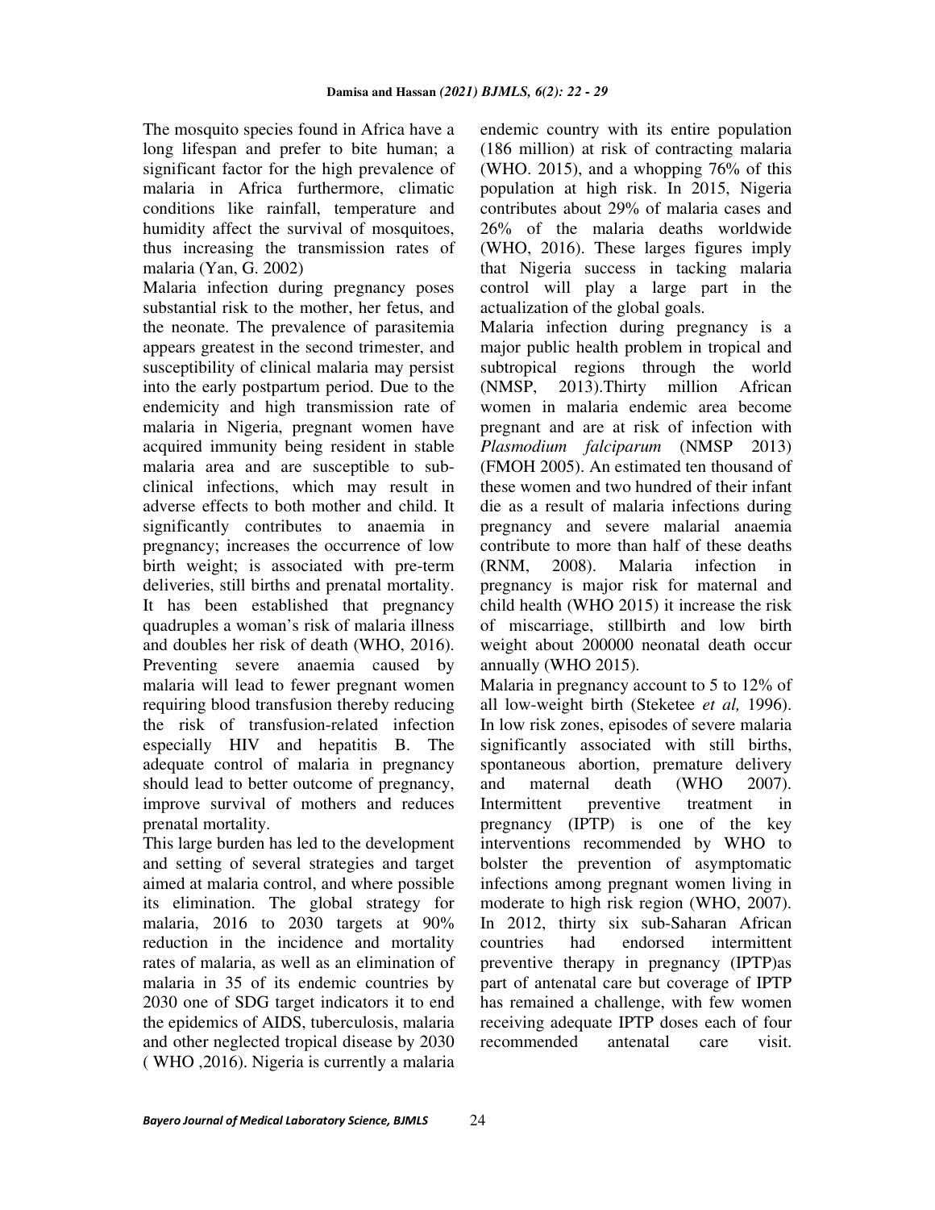The mosquito species found in Africa have a long lifespan and prefer to bite human; a significant factor for the high prevalence of malaria in Africa furthermore, climatic conditions like rainfall, temperature and humidity affect the survival of mosquitoes, thus increasing the transmission rates of malaria (Yan, G. 2002)

Malaria infection during pregnancy poses substantial risk to the mother, her fetus, and the neonate. The prevalence of parasitemia appears greatest in the second trimester, and susceptibility of clinical malaria may persist into the early postpartum period. Due to the endemicity and high transmission rate of malaria in Nigeria, pregnant women have acquired immunity being resident in stable malaria area and are susceptible to sub-clinical infections, which may result in adverse effects to both mother and child. It significantly contributes to anaemia in pregnancy; increases the occurrence of low birth weight; is associated with pre-term deliveries, still births and prenatal mortality. It has been established that pregnancy quadruples a woman's risk of malaria illness and doubles her risk of death (WHO, 2016). Preventing severe anaemia caused by malaria will lead to fewer pregnant women requiring blood transfusion thereby reducing the risk of transfusion-related infection especially HIV and hepatitis B. The adequate control of malaria in pregnancy should lead to better outcome of pregnancy, improve survival of mothers and reduces prenatal mortality.

This large burden has led to the development and setting of several strategies and target aimed at malaria control, and where possible its elimination. The global strategy for malaria, 2016 to 2030 targets at 90% reduction in the incidence and mortality rates of malaria, as well as an elimination of malaria in 35 of its endemic countries by 2030 one of SDG target indicators it to end the epidemics of AIDS, tuberculosis, malaria and other neglected tropical disease by 2030 ( WHO ,2016). Nigeria is currently a malaria endemic country with its entire population (186 million) at risk of contracting malaria (WHO. 2015), and a whopping 76% of this population at high risk. In 2015, Nigeria contributes about 29% of malaria cases and 26% of the malaria deaths worldwide (WHO, 2016). These larges figures imply that Nigeria success in tacking malaria control will play a large part in the actualization of the global goals.

Malaria infection during pregnancy is a major public health problem in tropical and subtropical regions through the world (NMSP, 2013).Thirty million African women in malaria endemic area become pregnant and are at risk of infection with *Plasmodium falciparum* (NMSP 2013) (FMOH 2005). An estimated ten thousand of these women and two hundred of their infant die as a result of malaria infections during pregnancy and severe malarial anaemia contribute to more than half of these deaths (RNM, 2008). Malaria infection in pregnancy is major risk for maternal and child health (WHO 2015) it increase the risk of miscarriage, stillbirth and low birth weight about 200000 neonatal death occur annually (WHO 2015).

Malaria in pregnancy account to 5 to 12% of all low-weight birth (Steketee *et al,* 1996). In low risk zones, episodes of severe malaria significantly associated with still births, spontaneous abortion, premature delivery and maternal death (WHO 2007). Intermittent preventive treatment in pregnancy (IPTP) is one of the key interventions recommended by WHO to bolster the prevention of asymptomatic infections among pregnant women living in moderate to high risk region (WHO, 2007). In 2012, thirty six sub-Saharan African countries had endorsed intermittent preventive therapy in pregnancy (IPTP)as part of antenatal care but coverage of IPTP has remained a challenge, with few women receiving adequate IPTP doses each of four recommended antenatal care visit.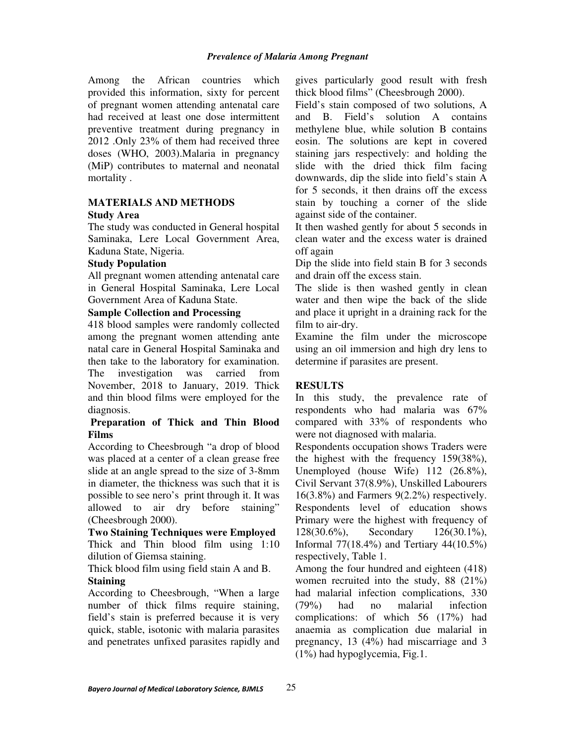Among the African countries which provided this information, sixty for percent of pregnant women attending antenatal care had received at least one dose intermittent preventive treatment during pregnancy in 2012 .Only 23% of them had received three doses (WHO, 2003).Malaria in pregnancy (MiP) contributes to maternal and neonatal mortality .

## MATERIALS AND METHODS

### Study Area

The study was conducted in General hospital Saminaka, Lere Local Government Area, Kaduna State, Nigeria.

### Study Population

All pregnant women attending antenatal care in General Hospital Saminaka, Lere Local Government Area of Kaduna State.

### Sample Collection and Processing

418 blood samples were randomly collected among the pregnant women attending ante natal care in General Hospital Saminaka and then take to the laboratory for examination. The investigation was carried from November, 2018 to January, 2019. Thick and thin blood films were employed for the diagnosis.

### Preparation of Thick and Thin Blood Films

According to Cheesbrough "a drop of blood was placed at a center of a clean grease free slide at an angle spread to the size of 3-8mm in diameter, the thickness was such that it is possible to see nero's print through it. It was allowed to air dry before staining" (Cheesbrough 2000).

### Two Staining Techniques were Employed

Thick and Thin blood film using 1:10 dilution of Giemsa staining.

Thick blood film using field stain A and B.

### Staining

According to Cheesbrough, "When a large number of thick films require staining, field's stain is preferred because it is very quick, stable, isotonic with malaria parasites and penetrates unfixed parasites rapidly and gives particularly good result with fresh thick blood films" (Cheesbrough 2000).

Field's stain composed of two solutions, A and B. Field's solution A contains methylene blue, while solution B contains eosin. The solutions are kept in covered staining jars respectively: and holding the slide with the dried thick film facing downwards, dip the slide into field's stain A for 5 seconds, it then drains off the excess stain by touching a corner of the slide against side of the container.

It then washed gently for about 5 seconds in clean water and the excess water is drained off again

Dip the slide into field stain B for 3 seconds and drain off the excess stain.

The slide is then washed gently in clean water and then wipe the back of the slide and place it upright in a draining rack for the film to air-dry.

Examine the film under the microscope using an oil immersion and high dry lens to determine if parasites are present.

## RESULTS

In this study, the prevalence rate of respondents who had malaria was 67% compared with 33% of respondents who were not diagnosed with malaria.

Respondents occupation shows Traders were the highest with the frequency 159(38%), Unemployed (house Wife) 112 (26.8%), Civil Servant 37(8.9%), Unskilled Labourers 16(3.8%) and Farmers 9(2.2%) respectively. Respondents level of education shows Primary were the highest with frequency of 128(30.6%), Secondary 126(30.1%), Informal 77(18.4%) and Tertiary 44(10.5%) respectively, Table 1.

Among the four hundred and eighteen (418) women recruited into the study, 88 (21%) had malarial infection complications, 330 (79%) had no malarial infection complications: of which 56 (17%) had anaemia as complication due malarial in pregnancy, 13 (4%) had miscarriage and 3 (1%) had hypoglycemia, Fig.1.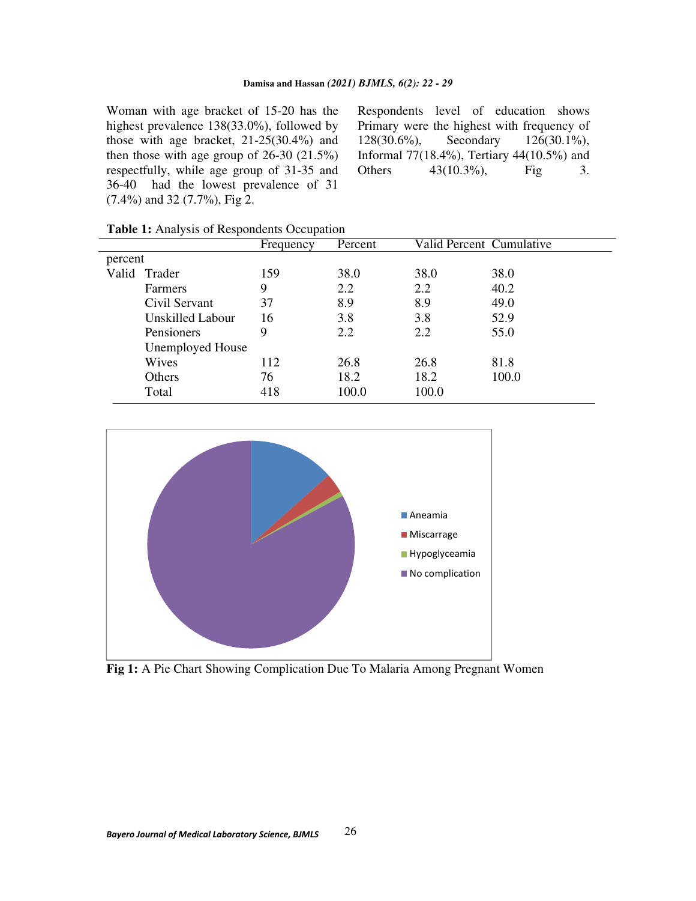Woman with age bracket of 15-20 has the highest prevalence 138(33.0%), followed by those with age bracket, 21-25(30.4%) and then those with age group of 26-30 (21.5%) respectfully, while age group of 31-35 and 36-40 had the lowest prevalence of 31 (7.4%) and 32 (7.7%), Fig 2.

Respondents level of education shows Primary were the highest with frequency of 128(30.6%), Secondary 126(30.1%), Informal 77(18.4%), Tertiary 44(10.5%) and Others 43(10.3%), Fig 3.

**Table 1:** Analysis of Respondents Occupation

| | | Frequency | Percent | Valid Percent | Cumulative percent |
|---|---|---|---|---|---|
| Valid | Trader | 159 | 38.0 | 38.0 | 38.0 |
| | Farmers | 9 | 2.2 | 2.2 | 40.2 |
| | Civil Servant | 37 | 8.9 | 8.9 | 49.0 |
| | Unskilled Labour | 16 | 3.8 | 3.8 | 52.9 |
| | Pensioners | 9 | 2.2 | 2.2 | 55.0 |
| | Unemployed House Wives | 112 | 26.8 | 26.8 | 81.8 |
| | Others | 76 | 18.2 | 18.2 | 100.0 |
| | Total | 418 | 100.0 | 100.0 | |

**Fig 1:** A Pie Chart Showing Complication Due To Malaria Among Pregnant Women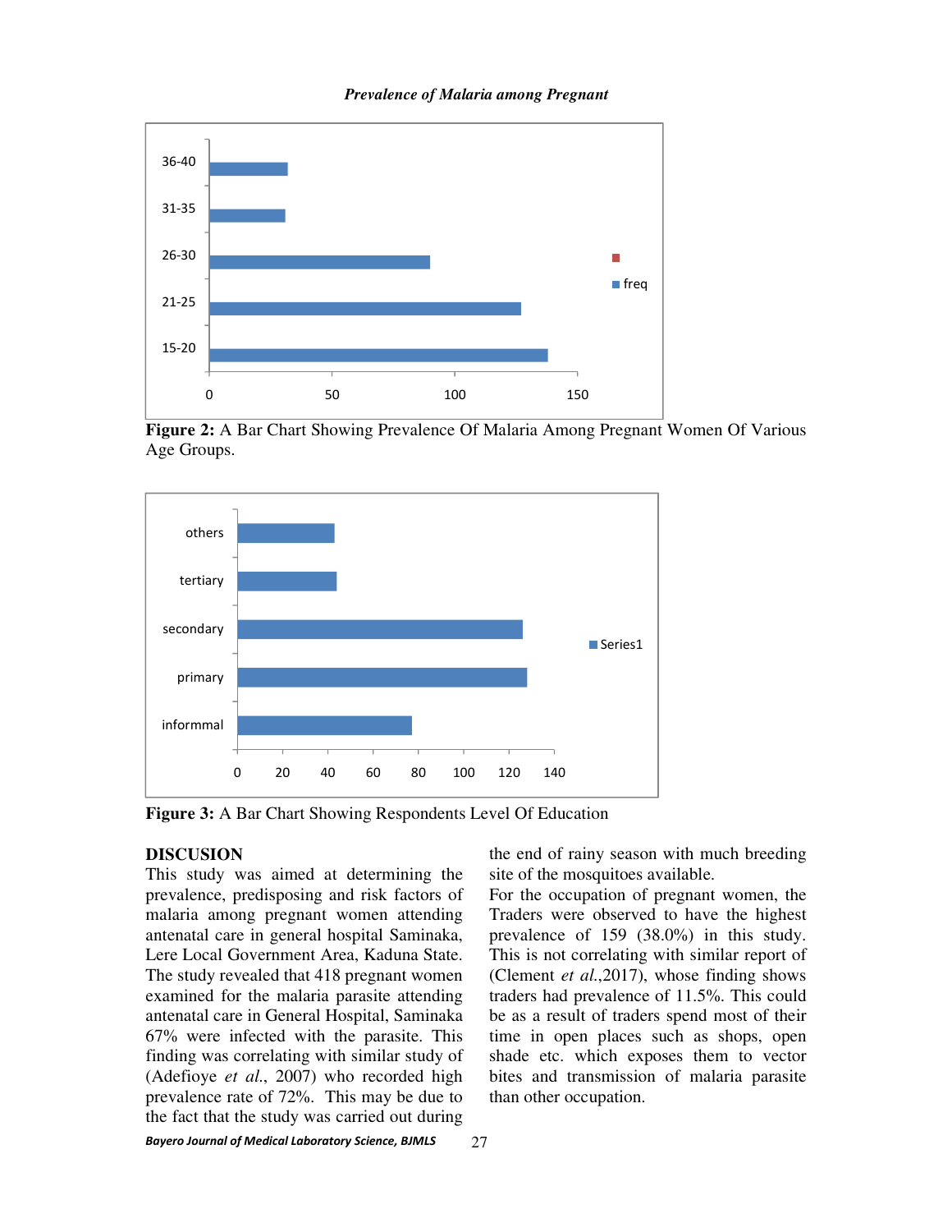**Figure 2:** A Bar Chart Showing Prevalence Of Malaria Among Pregnant Women Of Various Age Groups.

**Figure 3:** A Bar Chart Showing Respondents Level Of Education

## DISCUSION

This study was aimed at determining the prevalence, predisposing and risk factors of malaria among pregnant women attending antenatal care in general hospital Saminaka, Lere Local Government Area, Kaduna State. The study revealed that 418 pregnant women examined for the malaria parasite attending antenatal care in General Hospital, Saminaka 67% were infected with the parasite. This finding was correlating with similar study of (Adefioye *et al*., 2007) who recorded high prevalence rate of 72%. This may be due to the fact that the study was carried out during the end of rainy season with much breeding site of the mosquitoes available.

For the occupation of pregnant women, the Traders were observed to have the highest prevalence of 159 (38.0%) in this study. This is not correlating with similar report of (Clement *et al.*,2017), whose finding shows traders had prevalence of 11.5%. This could be as a result of traders spend most of their time in open places such as shops, open shade etc. which exposes them to vector bites and transmission of malaria parasite than other occupation.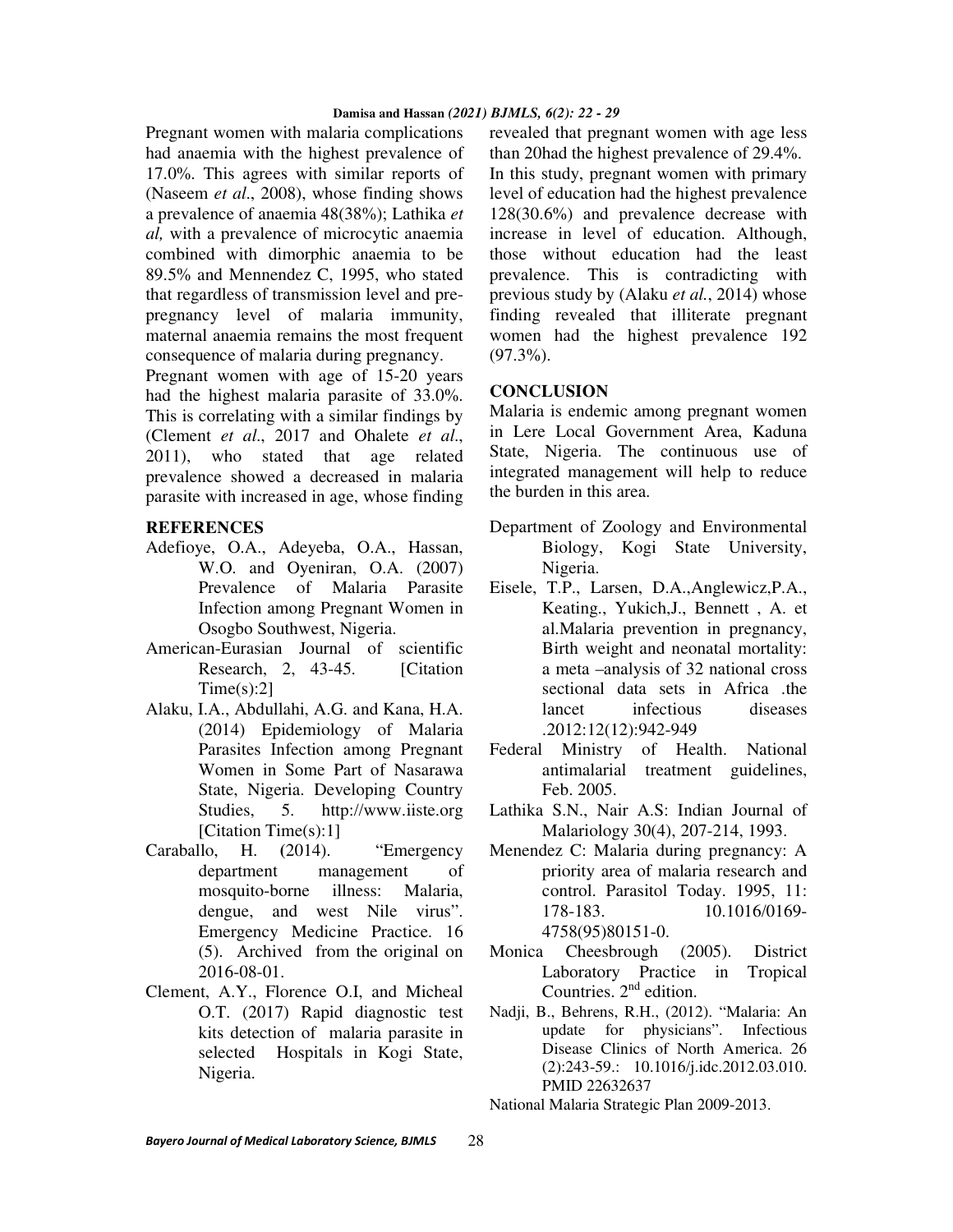Pregnant women with malaria complications had anaemia with the highest prevalence of 17.0%. This agrees with similar reports of (Naseem *et al*., 2008), whose finding shows a prevalence of anaemia 48(38%); Lathika *et al,* with a prevalence of microcytic anaemia combined with dimorphic anaemia to be 89.5% and Mennendez C, 1995, who stated that regardless of transmission level and pre-pregnancy level of malaria immunity, maternal anaemia remains the most frequent consequence of malaria during pregnancy.

Pregnant women with age of 15-20 years had the highest malaria parasite of 33.0%. This is correlating with a similar findings by (Clement *et al*., 2017 and Ohalete *et al*., 2011), who stated that age related prevalence showed a decreased in malaria parasite with increased in age, whose finding revealed that pregnant women with age less than 20had the highest prevalence of 29.4%.

In this study, pregnant women with primary level of education had the highest prevalence 128(30.6%) and prevalence decrease with increase in level of education. Although, those without education had the least prevalence. This is contradicting with previous study by (Alaku *et al.*, 2014) whose finding revealed that illiterate pregnant women had the highest prevalence 192 (97.3%).

## CONCLUSION

Malaria is endemic among pregnant women in Lere Local Government Area, Kaduna State, Nigeria. The continuous use of integrated management will help to reduce the burden in this area.

## REFERENCES

Adefioye, O.A., Adeyeba, O.A., Hassan, W.O. and Oyeniran, O.A. (2007) Prevalence of Malaria Parasite Infection among Pregnant Women in Osogbo Southwest, Nigeria.

American-Eurasian Journal of scientific Research, 2, 43-45. [Citation Time(s):2]

Alaku, I.A., Abdullahi, A.G. and Kana, H.A. (2014) Epidemiology of Malaria Parasites Infection among Pregnant Women in Some Part of Nasarawa State, Nigeria. Developing Country Studies, 5. http://www.iiste.org [Citation Time(s):1]

Caraballo, H. (2014). "Emergency department management of mosquito-borne illness: Malaria, dengue, and west Nile virus". Emergency Medicine Practice. 16 (5). Archived from the original on 2016-08-01.

Clement, A.Y., Florence O.I, and Micheal O.T. (2017) Rapid diagnostic test kits detection of malaria parasite in selected Hospitals in Kogi State, Nigeria.

Department of Zoology and Environmental Biology, Kogi State University, Nigeria.

Eisele, T.P., Larsen, D.A.,Anglewicz,P.A., Keating., Yukich,J., Bennett , A. et al.Malaria prevention in pregnancy, Birth weight and neonatal mortality: a meta –analysis of 32 national cross sectional data sets in Africa .the lancet infectious diseases .2012:12(12):942-949

Federal Ministry of Health. National antimalarial treatment guidelines, Feb. 2005.

Lathika S.N., Nair A.S: Indian Journal of Malariology 30(4), 207-214, 1993.

Menendez C: Malaria during pregnancy: A priority area of malaria research and control. Parasitol Today. 1995, 11: 178-183. 10.1016/0169-4758(95)80151-0.

Monica Cheesbrough (2005). District Laboratory Practice in Tropical Countries. 2nd edition.

Nadji, B., Behrens, R.H., (2012). "Malaria: An update for physicians". Infectious Disease Clinics of North America. 26 (2):243-59.: 10.1016/j.idc.2012.03.010. PMID 22632637

National Malaria Strategic Plan 2009-2013.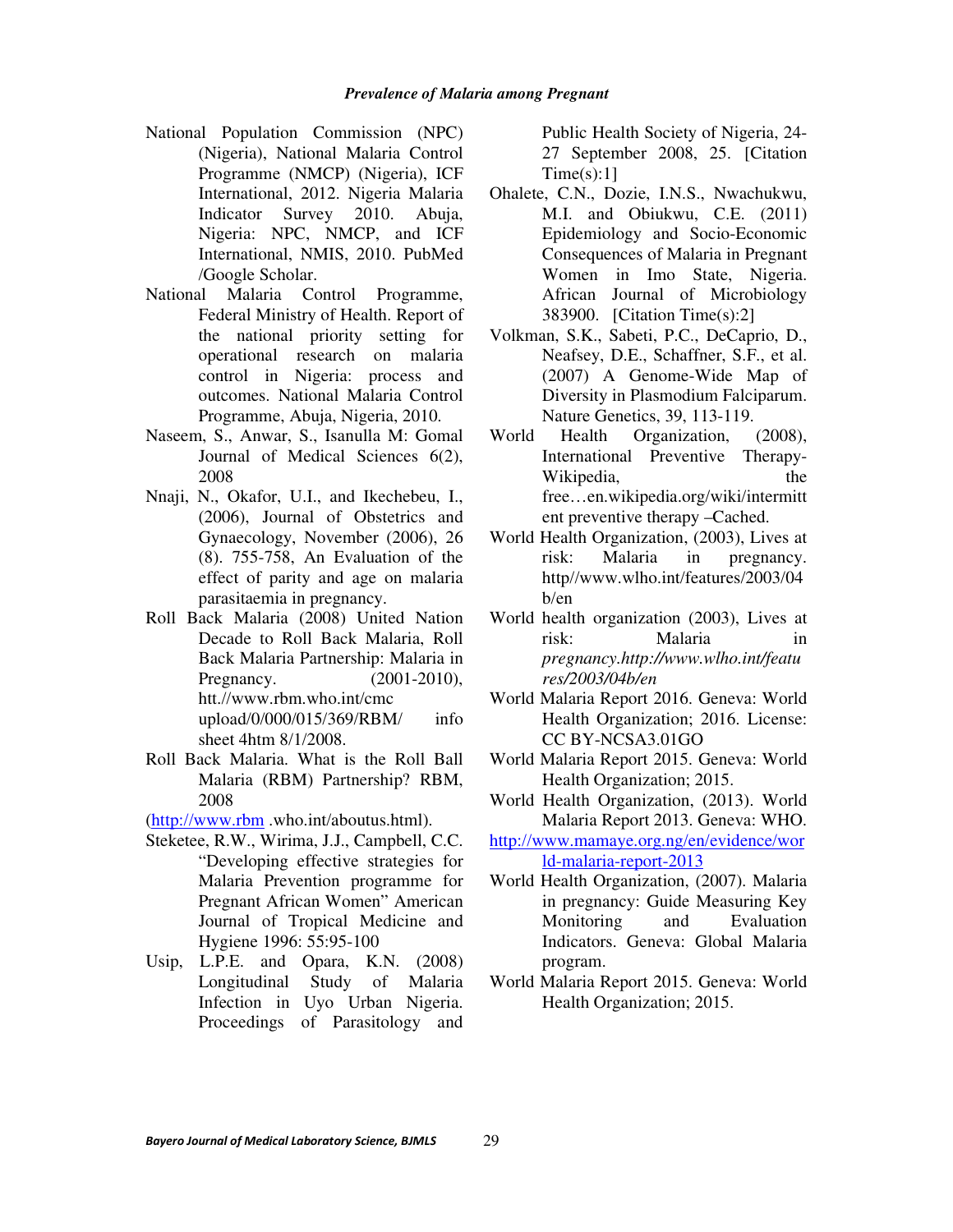National Population Commission (NPC) (Nigeria), National Malaria Control Programme (NMCP) (Nigeria), ICF International, 2012. Nigeria Malaria Indicator Survey 2010. Abuja, Nigeria: NPC, NMCP, and ICF International, NMIS, 2010. PubMed /Google Scholar.

National Malaria Control Programme, Federal Ministry of Health. Report of the national priority setting for operational research on malaria control in Nigeria: process and outcomes. National Malaria Control Programme, Abuja, Nigeria, 2010.

Naseem, S., Anwar, S., Isanulla M: Gomal Journal of Medical Sciences 6(2), 2008

Nnaji, N., Okafor, U.I., and Ikechebeu, I., (2006), Journal of Obstetrics and Gynaecology, November (2006), 26 (8). 755-758, An Evaluation of the effect of parity and age on malaria parasitaemia in pregnancy.

Roll Back Malaria (2008) United Nation Decade to Roll Back Malaria, Roll Back Malaria Partnership: Malaria in Pregnancy. (2001-2010), htt.//www.rbm.who.int/cmc upload/0/000/015/369/RBM/ info sheet 4htm 8/1/2008.

Roll Back Malaria. What is the Roll Ball Malaria (RBM) Partnership? RBM, 2008 (http://www.rbm .who.int/aboutus.html).

Steketee, R.W., Wirima, J.J., Campbell, C.C. "Developing effective strategies for Malaria Prevention programme for Pregnant African Women" American Journal of Tropical Medicine and Hygiene 1996: 55:95-100

Usip, L.P.E. and Opara, K.N. (2008) Longitudinal Study of Malaria Infection in Uyo Urban Nigeria. Proceedings of Parasitology and Public Health Society of Nigeria, 24-27 September 2008, 25. [Citation Time(s):1]

Ohalete, C.N., Dozie, I.N.S., Nwachukwu, M.I. and Obiukwu, C.E. (2011) Epidemiology and Socio-Economic Consequences of Malaria in Pregnant Women in Imo State, Nigeria. African Journal of Microbiology 383900. [Citation Time(s):2]

Volkman, S.K., Sabeti, P.C., DeCaprio, D., Neafsey, D.E., Schaffner, S.F., et al. (2007) A Genome-Wide Map of Diversity in Plasmodium Falciparum. Nature Genetics, 39, 113-119.

World Health Organization, (2008), International Preventive Therapy-Wikipedia, the free…en.wikipedia.org/wiki/intermittent preventive therapy –Cached.

World Health Organization, (2003), Lives at risk: Malaria in pregnancy. http//www.wlho.int/features/2003/04b/en

World health organization (2003), Lives at risk: Malaria in *pregnancy.http://www.wlho.int/features/2003/04b/en*

World Malaria Report 2016. Geneva: World Health Organization; 2016. License: CC BY-NCSA3.01GO

World Malaria Report 2015. Geneva: World Health Organization; 2015.

World Health Organization, (2013). World Malaria Report 2013. Geneva: WHO. http://www.mamaye.org.ng/en/evidence/world-malaria-report-2013

World Health Organization, (2007). Malaria in pregnancy: Guide Measuring Key Monitoring and Evaluation Indicators. Geneva: Global Malaria program.

World Malaria Report 2015. Geneva: World Health Organization; 2015.